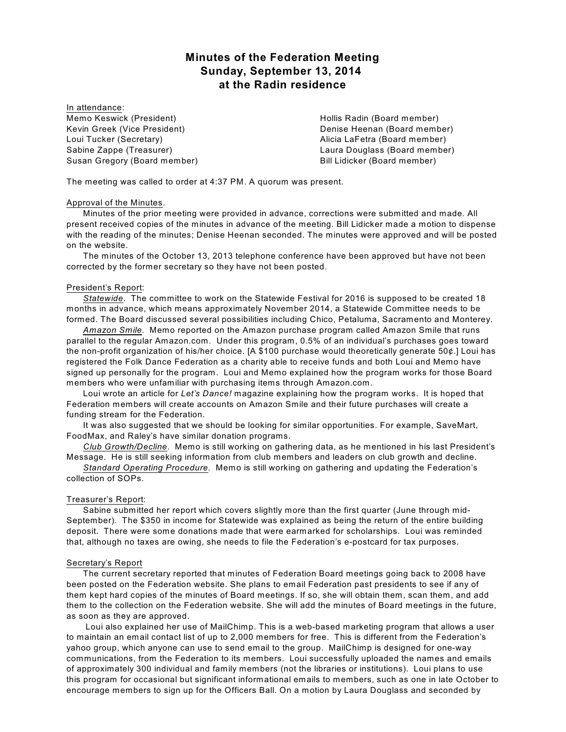# Minutes of the Federation Meeting
# Sunday, September 13, 2014
# at the Radin residence

In attendance:

Memo Keswick (President)
Kevin Greek (Vice President)
Loui Tucker (Secretary)
Sabine Zappe (Treasurer)
Susan Gregory (Board member)
Hollis Radin (Board member)
Denise Heenan (Board member)
Alicia LaFetra (Board member)
Laura Douglass (Board member)
Bill Lidicker (Board member)

The meeting was called to order at 4:37 PM. A quorum was present.

Approval of the Minutes.

Minutes of the prior meeting were provided in advance, corrections were submitted and made. All present received copies of the minutes in advance of the meeting. Bill Lidicker made a motion to dispense with the reading of the minutes; Denise Heenan seconded. The minutes were approved and will be posted on the website.

The minutes of the October 13, 2013 telephone conference have been approved but have not been corrected by the former secretary so they have not been posted.

President's Report:

***Statewide***. The committee to work on the Statewide Festival for 2016 is supposed to be created 18 months in advance, which means approximately November 2014, a Statewide Committee needs to be formed. The Board discussed several possibilities including Chico, Petaluma, Sacramento and Monterey.

***Amazon Smile***. Memo reported on the Amazon purchase program called Amazon Smile that runs parallel to the regular Amazon.com. Under this program, 0.5% of an individual's purchases goes toward the non-profit organization of his/her choice. [A $100 purchase would theoretically generate 50¢.] Loui has registered the Folk Dance Federation as a charity able to receive funds and both Loui and Memo have signed up personally for the program. Loui and Memo explained how the program works for those Board members who were unfamiliar with purchasing items through Amazon.com.

Loui wrote an article for *Let's Dance!* magazine explaining how the program works. It is hoped that Federation members will create accounts on Amazon Smile and their future purchases will create a funding stream for the Federation.

It was also suggested that we should be looking for similar opportunities. For example, SaveMart, FoodMax, and Raley's have similar donation programs.

***Club Growth/Decline***. Memo is still working on gathering data, as he mentioned in his last President's Message. He is still seeking information from club members and leaders on club growth and decline.

***Standard Operating Procedure***. Memo is still working on gathering and updating the Federation's collection of SOPs.

Treasurer's Report:

Sabine submitted her report which covers slightly more than the first quarter (June through mid-September). The $350 in income for Statewide was explained as being the return of the entire building deposit. There were some donations made that were earmarked for scholarships. Loui was reminded that, although no taxes are owing, she needs to file the Federation's e-postcard for tax purposes.

Secretary's Report

The current secretary reported that minutes of Federation Board meetings going back to 2008 have been posted on the Federation website. She plans to email Federation past presidents to see if any of them kept hard copies of the minutes of Board meetings. If so, she will obtain them, scan them, and add them to the collection on the Federation website. She will add the minutes of Board meetings in the future, as soon as they are approved.

Loui also explained her use of MailChimp. This is a web-based marketing program that allows a user to maintain an email contact list of up to 2,000 members for free. This is different from the Federation's yahoo group, which anyone can use to send email to the group. MailChimp is designed for one-way communications, from the Federation to its members. Loui successfully uploaded the names and emails of approximately 300 individual and family members (not the libraries or institutions). Loui plans to use this program for occasional but significant informational emails to members, such as one in late October to encourage members to sign up for the Officers Ball. On a motion by Laura Douglass and seconded by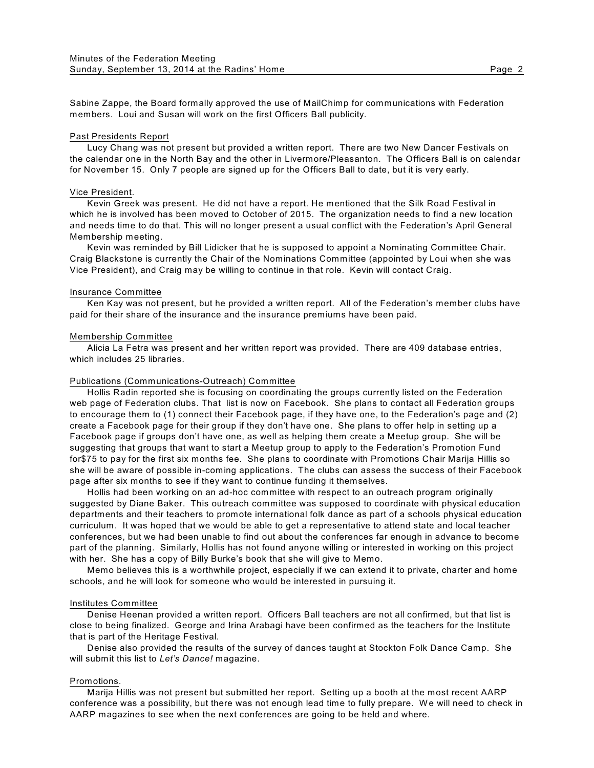Sabine Zappe, the Board formally approved the use of MailChimp for communications with Federation members. Loui and Susan will work on the first Officers Ball publicity.

Past Presidents Report

Lucy Chang was not present but provided a written report. There are two New Dancer Festivals on the calendar one in the North Bay and the other in Livermore/Pleasanton. The Officers Ball is on calendar for November 15. Only 7 people are signed up for the Officers Ball to date, but it is very early.

Vice President.

Kevin Greek was present. He did not have a report. He mentioned that the Silk Road Festival in which he is involved has been moved to October of 2015. The organization needs to find a new location and needs time to do that. This will no longer present a usual conflict with the Federation's April General Membership meeting.

Kevin was reminded by Bill Lidicker that he is supposed to appoint a Nominating Committee Chair. Craig Blackstone is currently the Chair of the Nominations Committee (appointed by Loui when she was Vice President), and Craig may be willing to continue in that role. Kevin will contact Craig.

Insurance Committee

Ken Kay was not present, but he provided a written report. All of the Federation's member clubs have paid for their share of the insurance and the insurance premiums have been paid.

Membership Committee

Alicia La Fetra was present and her written report was provided. There are 409 database entries, which includes 25 libraries.

Publications (Communications-Outreach) Committee

Hollis Radin reported she is focusing on coordinating the groups currently listed on the Federation web page of Federation clubs. That list is now on Facebook. She plans to contact all Federation groups to encourage them to (1) connect their Facebook page, if they have one, to the Federation's page and (2) create a Facebook page for their group if they don't have one. She plans to offer help in setting up a Facebook page if groups don't have one, as well as helping them create a Meetup group. She will be suggesting that groups that want to start a Meetup group to apply to the Federation's Promotion Fund for$75 to pay for the first six months fee. She plans to coordinate with Promotions Chair Marija Hillis so she will be aware of possible in-coming applications. The clubs can assess the success of their Facebook page after six months to see if they want to continue funding it themselves.

Hollis had been working on an ad-hoc committee with respect to an outreach program originally suggested by Diane Baker. This outreach committee was supposed to coordinate with physical education departments and their teachers to promote international folk dance as part of a schools physical education curriculum. It was hoped that we would be able to get a representative to attend state and local teacher conferences, but we had been unable to find out about the conferences far enough in advance to become part of the planning. Similarly, Hollis has not found anyone willing or interested in working on this project with her. She has a copy of Billy Burke's book that she will give to Memo.

Memo believes this is a worthwhile project, especially if we can extend it to private, charter and home schools, and he will look for someone who would be interested in pursuing it.

Institutes Committee

Denise Heenan provided a written report. Officers Ball teachers are not all confirmed, but that list is close to being finalized. George and Irina Arabagi have been confirmed as the teachers for the Institute that is part of the Heritage Festival.

Denise also provided the results of the survey of dances taught at Stockton Folk Dance Camp. She will submit this list to *Let's Dance!* magazine.

Promotions.

Marija Hillis was not present but submitted her report. Setting up a booth at the most recent AARP conference was a possibility, but there was not enough lead time to fully prepare. We will need to check in AARP magazines to see when the next conferences are going to be held and where.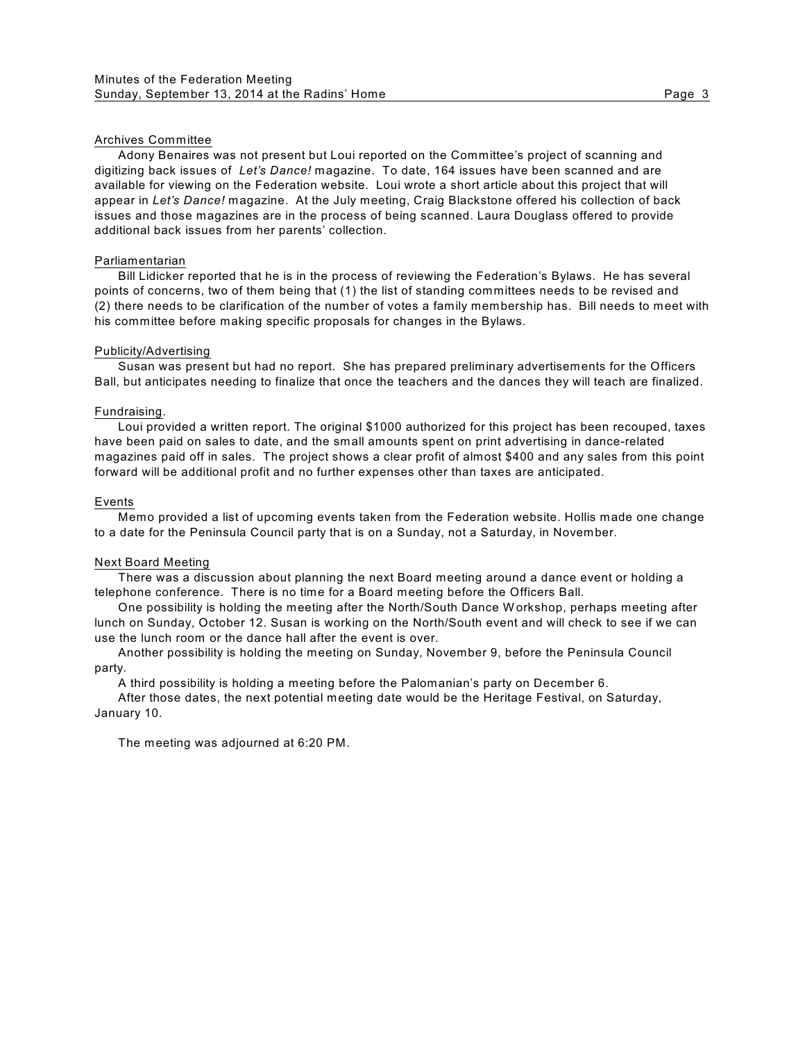## Archives Committee

Adony Benaires was not present but Loui reported on the Committee's project of scanning and digitizing back issues of *Let's Dance!* magazine. To date, 164 issues have been scanned and are available for viewing on the Federation website. Loui wrote a short article about this project that will appear in *Let's Dance!* magazine. At the July meeting, Craig Blackstone offered his collection of back issues and those magazines are in the process of being scanned. Laura Douglass offered to provide additional back issues from her parents' collection.

## Parliamentarian

Bill Lidicker reported that he is in the process of reviewing the Federation's Bylaws. He has several points of concerns, two of them being that (1) the list of standing committees needs to be revised and (2) there needs to be clarification of the number of votes a family membership has. Bill needs to meet with his committee before making specific proposals for changes in the Bylaws.

## Publicity/Advertising

Susan was present but had no report. She has prepared preliminary advertisements for the Officers Ball, but anticipates needing to finalize that once the teachers and the dances they will teach are finalized.

## Fundraising.

Loui provided a written report. The original $1000 authorized for this project has been recouped, taxes have been paid on sales to date, and the small amounts spent on print advertising in dance-related magazines paid off in sales. The project shows a clear profit of almost $400 and any sales from this point forward will be additional profit and no further expenses other than taxes are anticipated.

## Events

Memo provided a list of upcoming events taken from the Federation website. Hollis made one change to a date for the Peninsula Council party that is on a Sunday, not a Saturday, in November.

## Next Board Meeting

There was a discussion about planning the next Board meeting around a dance event or holding a telephone conference. There is no time for a Board meeting before the Officers Ball.

One possibility is holding the meeting after the North/South Dance Workshop, perhaps meeting after lunch on Sunday, October 12. Susan is working on the North/South event and will check to see if we can use the lunch room or the dance hall after the event is over.

Another possibility is holding the meeting on Sunday, November 9, before the Peninsula Council party.

A third possibility is holding a meeting before the Palomanian's party on December 6.

After those dates, the next potential meeting date would be the Heritage Festival, on Saturday, January 10.

The meeting was adjourned at 6:20 PM.